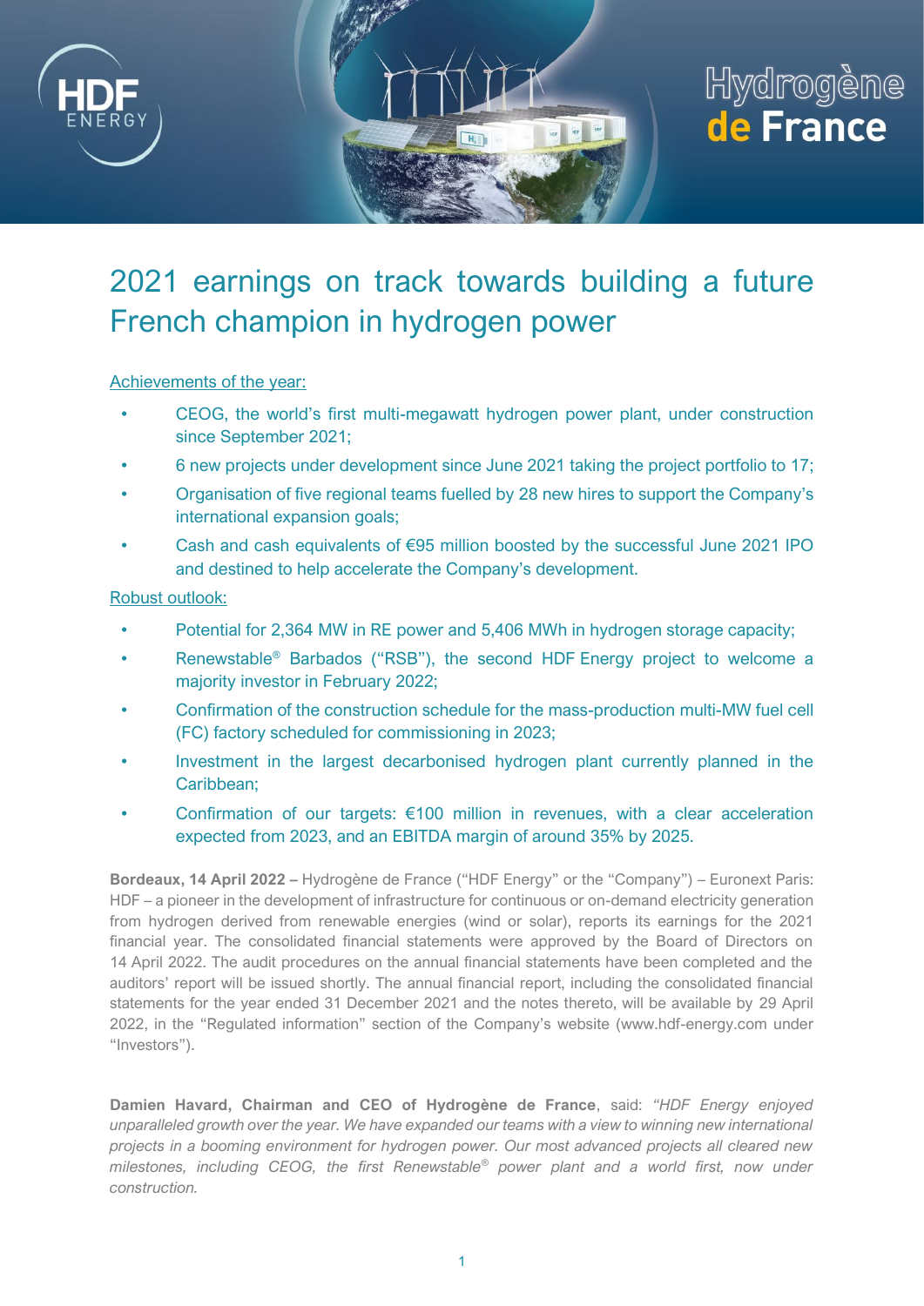# 2021 earnings on track towards building a future French champion in hydrogen power

Achievements of the year:

- CEOG, the world's first multi-megawatt hydrogen power plant, under construction since September 2021;
- 6 new projects under development since June 2021 taking the project portfolio to 17;
- Organisation of five regional teams fuelled by 28 new hires to support the Company's international expansion goals;
- Cash and cash equivalents of €95 million boosted by the successful June 2021 IPO and destined to help accelerate the Company's development.

Robust outlook:

- Potential for 2,364 MW in RE power and 5,406 MWh in hydrogen storage capacity;
- Renewstable® Barbados ("RSB"), the second HDF Energy project to welcome a majority investor in February 2022;
- Confirmation of the construction schedule for the mass-production multi-MW fuel cell (FC) factory scheduled for commissioning in 2023;
- Investment in the largest decarbonised hydrogen plant currently planned in the Caribbean;
- Confirmation of our targets: €100 million in revenues, with a clear acceleration expected from 2023, and an EBITDA margin of around 35% by 2025.

**Bordeaux, 14 April 2022 –** Hydrogène de France ("HDF Energy" or the "Company") – Euronext Paris: HDF – a pioneer in the development of infrastructure for continuous or on-demand electricity generation from hydrogen derived from renewable energies (wind or solar), reports its earnings for the 2021 financial year. The consolidated financial statements were approved by the Board of Directors on 14 April 2022. The audit procedures on the annual financial statements have been completed and the auditors' report will be issued shortly. The annual financial report, including the consolidated financial statements for the year ended 31 December 2021 and the notes thereto, will be available by 29 April 2022, in the "Regulated information" section of the Company's website (www.hdf-energy.com under "Investors").

**Damien Havard, Chairman and CEO of Hydrogène de France**, said: *"HDF Energy enjoyed unparalleled growth over the year. We have expanded our teams with a view to winning new international projects in a booming environment for hydrogen power. Our most advanced projects all cleared new milestones, including CEOG, the first Renewstable® power plant and a world first, now under construction.*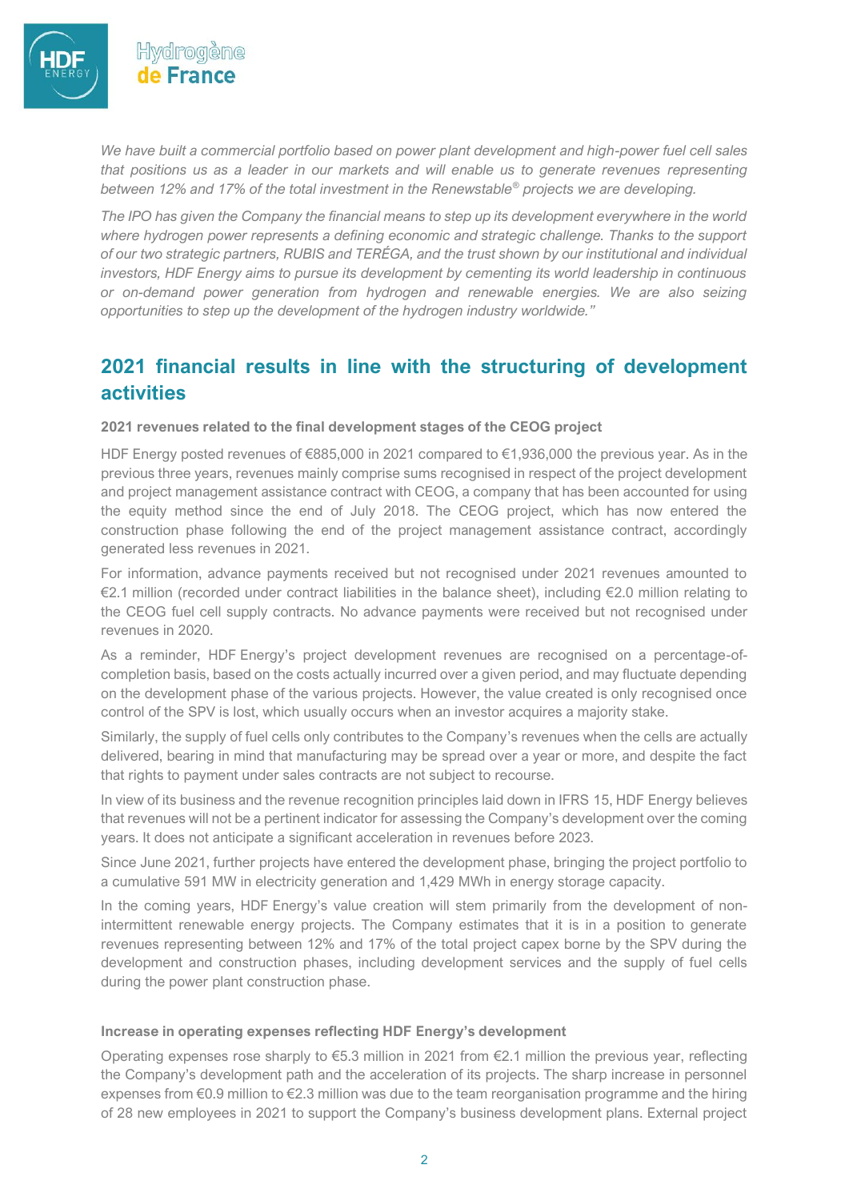*We have built a commercial portfolio based on power plant development and high-power fuel cell sales that positions us as a leader in our markets and will enable us to generate revenues representing between 12% and 17% of the total investment in the Renewstable® projects we are developing.*

*The IPO has given the Company the financial means to step up its development everywhere in the world where hydrogen power represents a defining economic and strategic challenge. Thanks to the support of our two strategic partners, RUBIS and TERÉGA, and the trust shown by our institutional and individual investors, HDF Energy aims to pursue its development by cementing its world leadership in continuous or on-demand power generation from hydrogen and renewable energies. We are also seizing opportunities to step up the development of the hydrogen industry worldwide."*

## 2021 financial results in line with the structuring of development activities

**2021 revenues related to the final development stages of the CEOG project**

HDF Energy posted revenues of €885,000 in 2021 compared to €1,936,000 the previous year. As in the previous three years, revenues mainly comprise sums recognised in respect of the project development and project management assistance contract with CEOG, a company that has been accounted for using the equity method since the end of July 2018. The CEOG project, which has now entered the construction phase following the end of the project management assistance contract, accordingly generated less revenues in 2021.

For information, advance payments received but not recognised under 2021 revenues amounted to €2.1 million (recorded under contract liabilities in the balance sheet), including €2.0 million relating to the CEOG fuel cell supply contracts. No advance payments were received but not recognised under revenues in 2020.

As a reminder, HDF Energy's project development revenues are recognised on a percentage-of-completion basis, based on the costs actually incurred over a given period, and may fluctuate depending on the development phase of the various projects. However, the value created is only recognised once control of the SPV is lost, which usually occurs when an investor acquires a majority stake.

Similarly, the supply of fuel cells only contributes to the Company's revenues when the cells are actually delivered, bearing in mind that manufacturing may be spread over a year or more, and despite the fact that rights to payment under sales contracts are not subject to recourse.

In view of its business and the revenue recognition principles laid down in IFRS 15, HDF Energy believes that revenues will not be a pertinent indicator for assessing the Company's development over the coming years. It does not anticipate a significant acceleration in revenues before 2023.

Since June 2021, further projects have entered the development phase, bringing the project portfolio to a cumulative 591 MW in electricity generation and 1,429 MWh in energy storage capacity.

In the coming years, HDF Energy's value creation will stem primarily from the development of non-intermittent renewable energy projects. The Company estimates that it is in a position to generate revenues representing between 12% and 17% of the total project capex borne by the SPV during the development and construction phases, including development services and the supply of fuel cells during the power plant construction phase.

**Increase in operating expenses reflecting HDF Energy's development**

Operating expenses rose sharply to €5.3 million in 2021 from €2.1 million the previous year, reflecting the Company's development path and the acceleration of its projects. The sharp increase in personnel expenses from €0.9 million to €2.3 million was due to the team reorganisation programme and the hiring of 28 new employees in 2021 to support the Company's business development plans. External project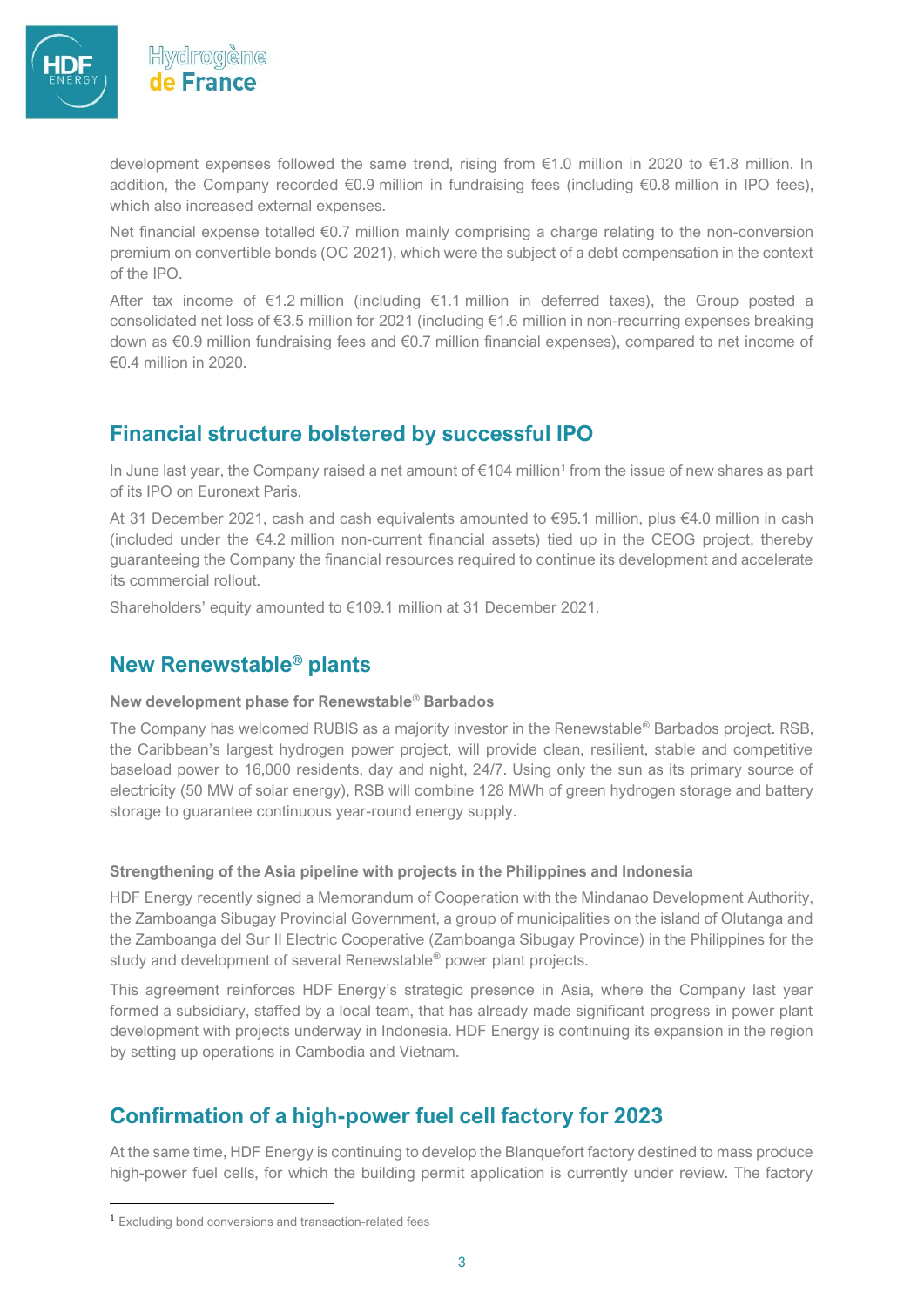development expenses followed the same trend, rising from €1.0 million in 2020 to €1.8 million. In addition, the Company recorded €0.9 million in fundraising fees (including €0.8 million in IPO fees), which also increased external expenses.

Net financial expense totalled €0.7 million mainly comprising a charge relating to the non-conversion premium on convertible bonds (OC 2021), which were the subject of a debt compensation in the context of the IPO.

After tax income of €1.2 million (including €1.1 million in deferred taxes), the Group posted a consolidated net loss of €3.5 million for 2021 (including €1.6 million in non-recurring expenses breaking down as €0.9 million fundraising fees and €0.7 million financial expenses), compared to net income of €0.4 million in 2020.

## Financial structure bolstered by successful IPO

In June last year, the Company raised a net amount of €104 million[1] from the issue of new shares as part of its IPO on Euronext Paris.

At 31 December 2021, cash and cash equivalents amounted to €95.1 million, plus €4.0 million in cash (included under the €4.2 million non-current financial assets) tied up in the CEOG project, thereby guaranteeing the Company the financial resources required to continue its development and accelerate its commercial rollout.

Shareholders' equity amounted to €109.1 million at 31 December 2021.

## New Renewstable® plants

**New development phase for Renewstable® Barbados**

The Company has welcomed RUBIS as a majority investor in the Renewstable® Barbados project. RSB, the Caribbean's largest hydrogen power project, will provide clean, resilient, stable and competitive baseload power to 16,000 residents, day and night, 24/7. Using only the sun as its primary source of electricity (50 MW of solar energy), RSB will combine 128 MWh of green hydrogen storage and battery storage to guarantee continuous year-round energy supply.

**Strengthening of the Asia pipeline with projects in the Philippines and Indonesia**

HDF Energy recently signed a Memorandum of Cooperation with the Mindanao Development Authority, the Zamboanga Sibugay Provincial Government, a group of municipalities on the island of Olutanga and the Zamboanga del Sur II Electric Cooperative (Zamboanga Sibugay Province) in the Philippines for the study and development of several Renewstable® power plant projects.

This agreement reinforces HDF Energy's strategic presence in Asia, where the Company last year formed a subsidiary, staffed by a local team, that has already made significant progress in power plant development with projects underway in Indonesia. HDF Energy is continuing its expansion in the region by setting up operations in Cambodia and Vietnam.

## Confirmation of a high-power fuel cell factory for 2023

At the same time, HDF Energy is continuing to develop the Blanquefort factory destined to mass produce high-power fuel cells, for which the building permit application is currently under review. The factory

---

[1] Excluding bond conversions and transaction-related fees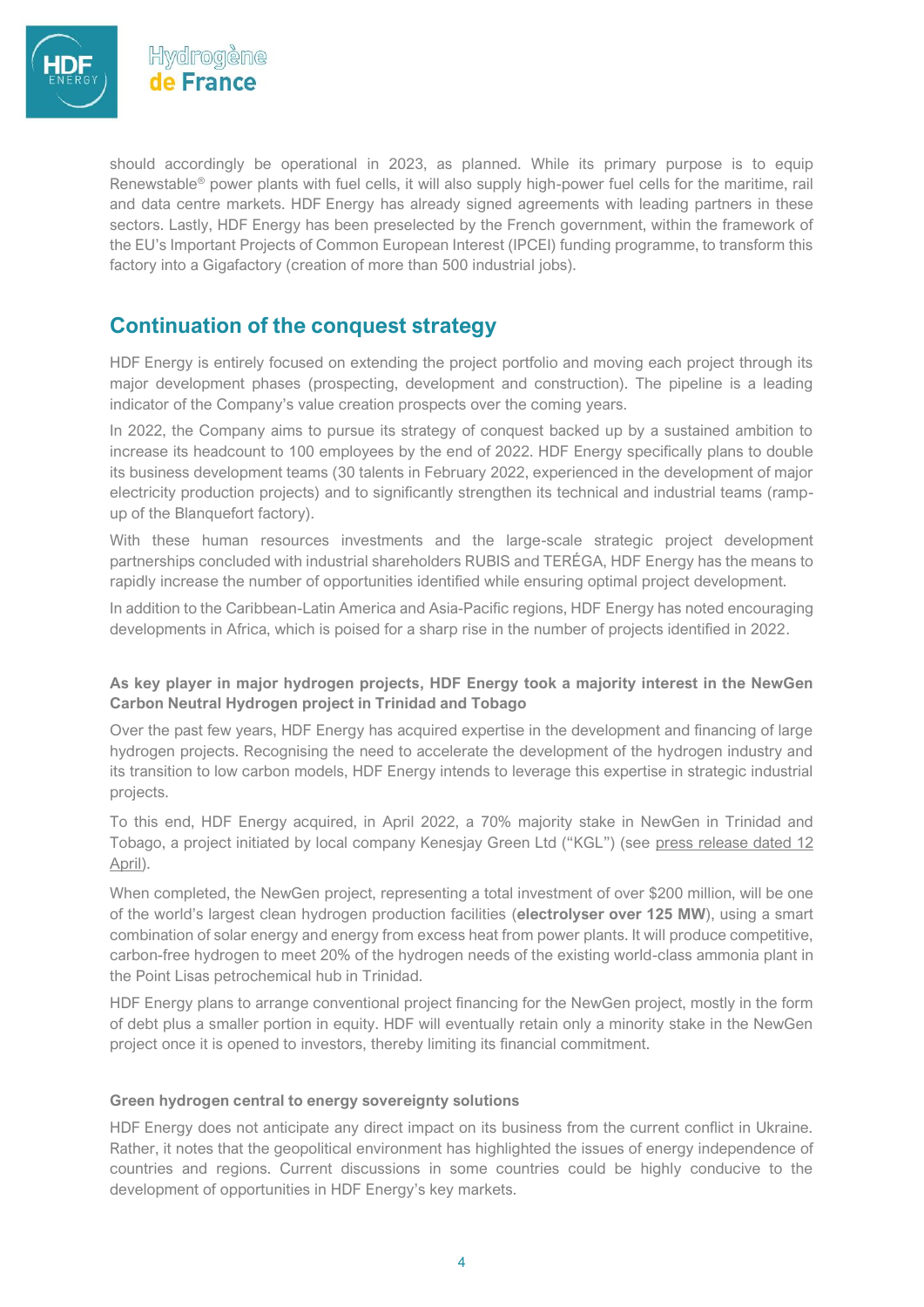should accordingly be operational in 2023, as planned. While its primary purpose is to equip Renewstable® power plants with fuel cells, it will also supply high-power fuel cells for the maritime, rail and data centre markets. HDF Energy has already signed agreements with leading partners in these sectors. Lastly, HDF Energy has been preselected by the French government, within the framework of the EU's Important Projects of Common European Interest (IPCEI) funding programme, to transform this factory into a Gigafactory (creation of more than 500 industrial jobs).

## Continuation of the conquest strategy

HDF Energy is entirely focused on extending the project portfolio and moving each project through its major development phases (prospecting, development and construction). The pipeline is a leading indicator of the Company's value creation prospects over the coming years.

In 2022, the Company aims to pursue its strategy of conquest backed up by a sustained ambition to increase its headcount to 100 employees by the end of 2022. HDF Energy specifically plans to double its business development teams (30 talents in February 2022, experienced in the development of major electricity production projects) and to significantly strengthen its technical and industrial teams (ramp-up of the Blanquefort factory).

With these human resources investments and the large-scale strategic project development partnerships concluded with industrial shareholders RUBIS and TERÉGA, HDF Energy has the means to rapidly increase the number of opportunities identified while ensuring optimal project development.

In addition to the Caribbean-Latin America and Asia-Pacific regions, HDF Energy has noted encouraging developments in Africa, which is poised for a sharp rise in the number of projects identified in 2022.

### As key player in major hydrogen projects, HDF Energy took a majority interest in the NewGen Carbon Neutral Hydrogen project in Trinidad and Tobago

Over the past few years, HDF Energy has acquired expertise in the development and financing of large hydrogen projects. Recognising the need to accelerate the development of the hydrogen industry and its transition to low carbon models, HDF Energy intends to leverage this expertise in strategic industrial projects.

To this end, HDF Energy acquired, in April 2022, a 70% majority stake in NewGen in Trinidad and Tobago, a project initiated by local company Kenesjay Green Ltd ("KGL") (see press release dated 12 April).

When completed, the NewGen project, representing a total investment of over $200 million, will be one of the world's largest clean hydrogen production facilities (**electrolyser over 125 MW**), using a smart combination of solar energy and energy from excess heat from power plants. It will produce competitive, carbon-free hydrogen to meet 20% of the hydrogen needs of the existing world-class ammonia plant in the Point Lisas petrochemical hub in Trinidad.

HDF Energy plans to arrange conventional project financing for the NewGen project, mostly in the form of debt plus a smaller portion in equity. HDF will eventually retain only a minority stake in the NewGen project once it is opened to investors, thereby limiting its financial commitment.

### Green hydrogen central to energy sovereignty solutions

HDF Energy does not anticipate any direct impact on its business from the current conflict in Ukraine. Rather, it notes that the geopolitical environment has highlighted the issues of energy independence of countries and regions. Current discussions in some countries could be highly conducive to the development of opportunities in HDF Energy's key markets.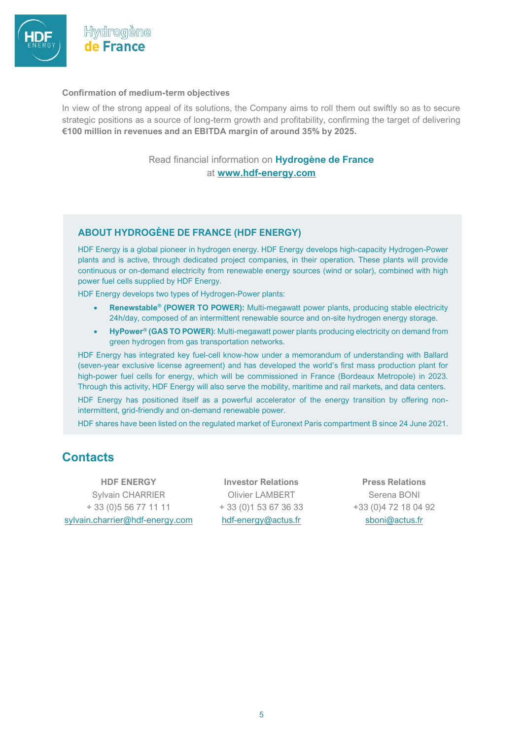**Confirmation of medium-term objectives**

In view of the strong appeal of its solutions, the Company aims to roll them out swiftly so as to secure strategic positions as a source of long-term growth and profitability, confirming the target of delivering **€100 million in revenues and an EBITDA margin of around 35% by 2025.**

Read financial information on **Hydrogène de France**
at **www.hdf-energy.com**

## ABOUT HYDROGÈNE DE FRANCE (HDF ENERGY)

HDF Energy is a global pioneer in hydrogen energy. HDF Energy develops high-capacity Hydrogen-Power plants and is active, through dedicated project companies, in their operation. These plants will provide continuous or on-demand electricity from renewable energy sources (wind or solar), combined with high power fuel cells supplied by HDF Energy.

HDF Energy develops two types of Hydrogen-Power plants:

- **Renewstable® (POWER TO POWER):** Multi-megawatt power plants, producing stable electricity 24h/day, composed of an intermittent renewable source and on-site hydrogen energy storage.
- **HyPower® (GAS TO POWER)**: Multi-megawatt power plants producing electricity on demand from green hydrogen from gas transportation networks.

HDF Energy has integrated key fuel-cell know-how under a memorandum of understanding with Ballard (seven-year exclusive license agreement) and has developed the world's first mass production plant for high-power fuel cells for energy, which will be commissioned in France (Bordeaux Metropole) in 2023. Through this activity, HDF Energy will also serve the mobility, maritime and rail markets, and data centers.

HDF Energy has positioned itself as a powerful accelerator of the energy transition by offering non-intermittent, grid-friendly and on-demand renewable power.

HDF shares have been listed on the regulated market of Euronext Paris compartment B since 24 June 2021.

## Contacts

| HDF ENERGY | Investor Relations | Press Relations |
|---|---|---|
| Sylvain CHARRIER | Olivier LAMBERT | Serena BONI |
| + 33 (0)5 56 77 11 11 | + 33 (0)1 53 67 36 33 | +33 (0)4 72 18 04 92 |
| sylvain.charrier@hdf-energy.com | hdf-energy@actus.fr | sboni@actus.fr |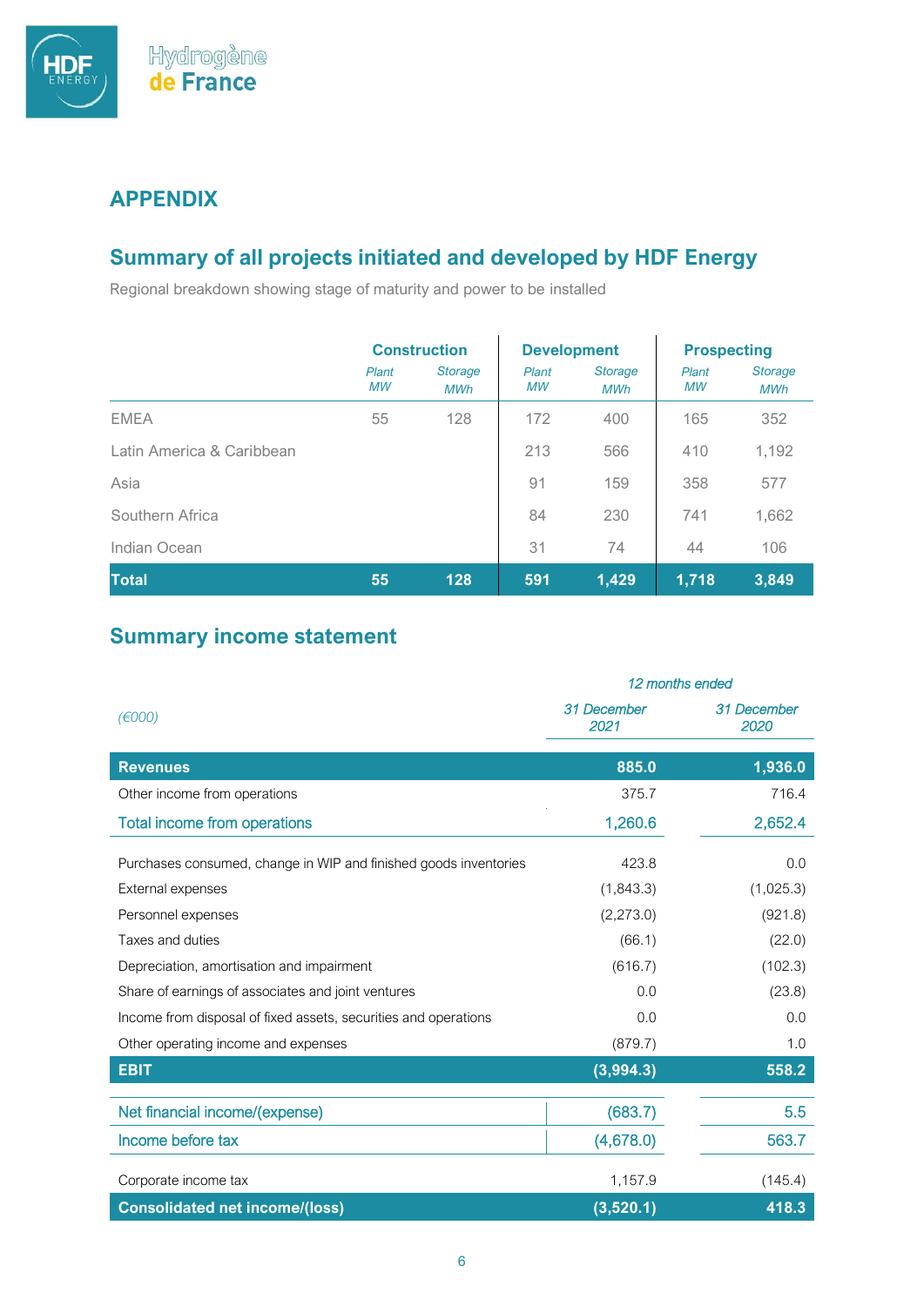## APPENDIX

## Summary of all projects initiated and developed by HDF Energy

Regional breakdown showing stage of maturity and power to be installed

| | Construction | | Development | | Prospecting | |
|---|---|---|---|---|---|---|
| | *Plant MW* | *Storage MWh* | *Plant MW* | *Storage MWh* | *Plant MW* | *Storage MWh* |
| EMEA | 55 | 128 | 172 | 400 | 165 | 352 |
| Latin America & Caribbean | | | 213 | 566 | 410 | 1,192 |
| Asia | | | 91 | 159 | 358 | 577 |
| Southern Africa | | | 84 | 230 | 741 | 1,662 |
| Indian Ocean | | | 31 | 74 | 44 | 106 |
| **Total** | **55** | **128** | **591** | **1,429** | **1,718** | **3,849** |

## Summary income statement

| *(€000)* | *12 months ended 31 December 2021* | *12 months ended 31 December 2020* |
|---|---|---|
| **Revenues** | **885.0** | **1,936.0** |
| Other income from operations | 375.7 | 716.4 |
| Total income from operations | 1,260.6 | 2,652.4 |
| Purchases consumed, change in WIP and finished goods inventories | 423.8 | 0.0 |
| External expenses | (1,843.3) | (1,025.3) |
| Personnel expenses | (2,273.0) | (921.8) |
| Taxes and duties | (66.1) | (22.0) |
| Depreciation, amortisation and impairment | (616.7) | (102.3) |
| Share of earnings of associates and joint ventures | 0.0 | (23.8) |
| Income from disposal of fixed assets, securities and operations | 0.0 | 0.0 |
| Other operating income and expenses | (879.7) | 1.0 |
| **EBIT** | **(3,994.3)** | **558.2** |
| Net financial income/(expense) | (683.7) | 5.5 |
| Income before tax | (4,678.0) | 563.7 |
| Corporate income tax | 1,157.9 | (145.4) |
| **Consolidated net income/(loss)** | **(3,520.1)** | **418.3** |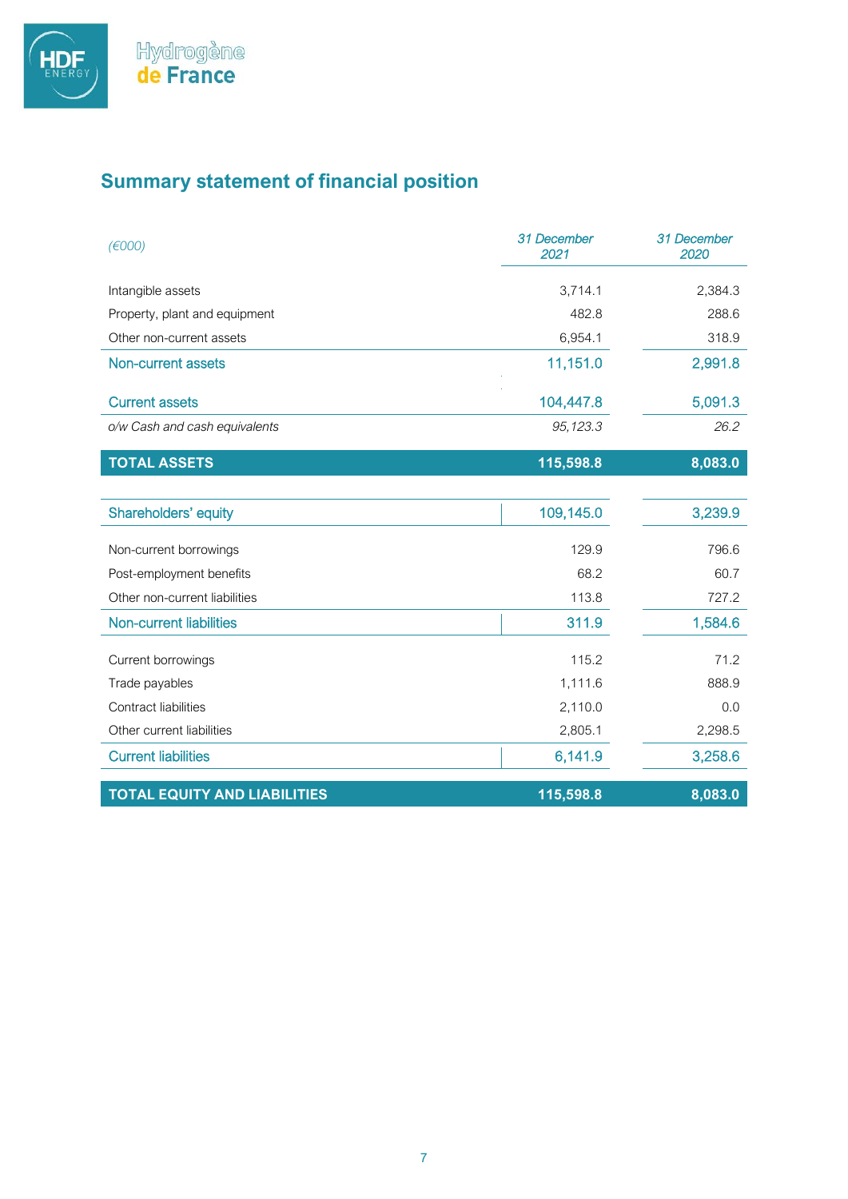## Summary statement of financial position

| *(€000)* | *31 December 2021* | *31 December 2020* |
|---|---|---|
| Intangible assets | 3,714.1 | 2,384.3 |
| Property, plant and equipment | 482.8 | 288.6 |
| Other non-current assets | 6,954.1 | 318.9 |
| Non-current assets | 11,151.0 | 2,991.8 |
| Current assets | 104,447.8 | 5,091.3 |
| *o/w Cash and cash equivalents* | *95,123.3* | *26.2* |
| **TOTAL ASSETS** | **115,598.8** | **8,083.0** |
| Shareholders' equity | 109,145.0 | 3,239.9 |
| Non-current borrowings | 129.9 | 796.6 |
| Post-employment benefits | 68.2 | 60.7 |
| Other non-current liabilities | 113.8 | 727.2 |
| Non-current liabilities | 311.9 | 1,584.6 |
| Current borrowings | 115.2 | 71.2 |
| Trade payables | 1,111.6 | 888.9 |
| Contract liabilities | 2,110.0 | 0.0 |
| Other current liabilities | 2,805.1 | 2,298.5 |
| Current liabilities | 6,141.9 | 3,258.6 |
| **TOTAL EQUITY AND LIABILITIES** | **115,598.8** | **8,083.0** |